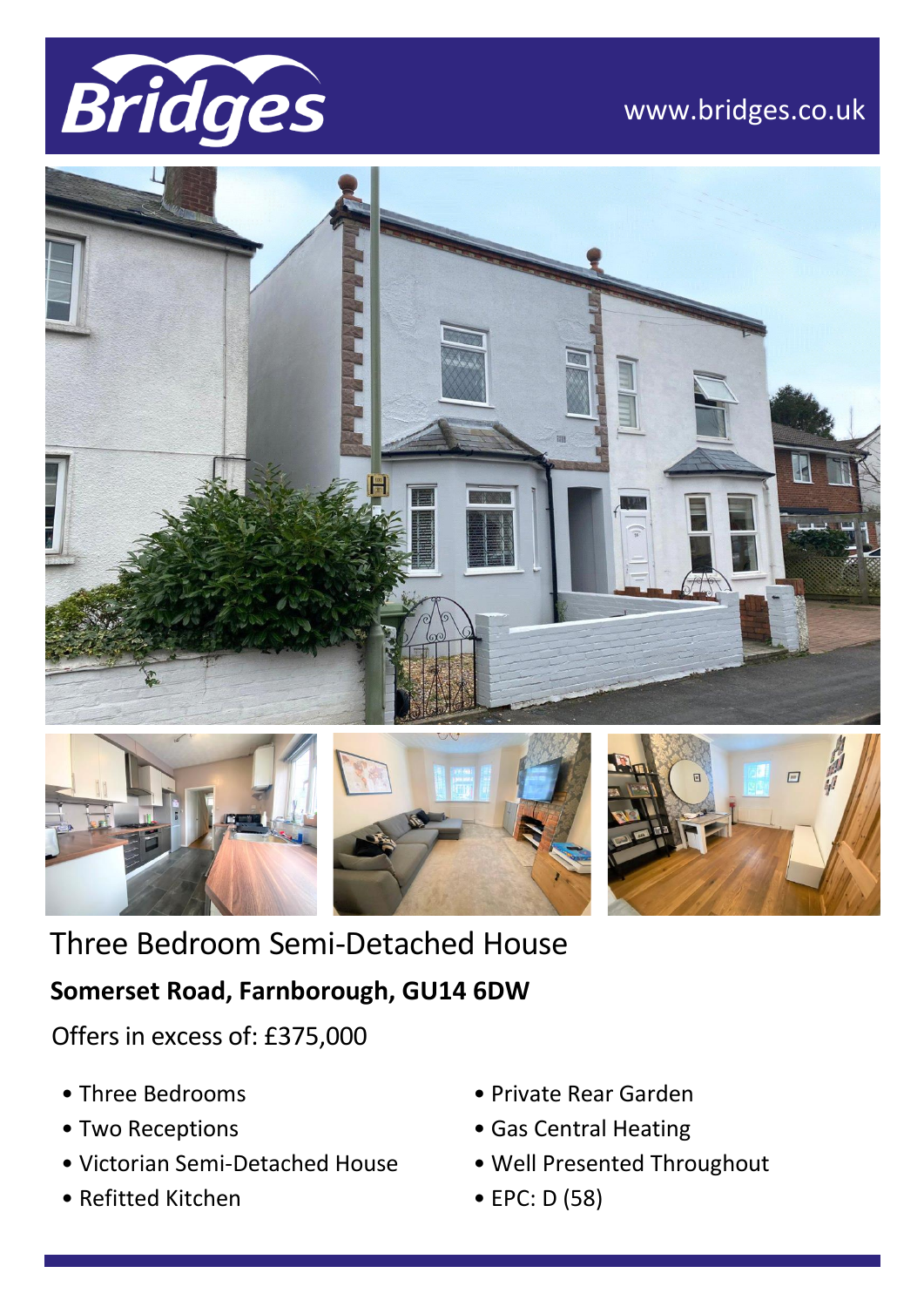Bridges

www.bridges.co.uk

# Three Bedroom Semi-Detached House

## Somerset Road, Farnborough, GU14 6DW

Offers in excess of: £375,000

- Three Bedrooms
- Two Receptions
- Victorian Semi-Detached House
- Refitted Kitchen
- Private Rear Garden
- Gas Central Heating
- Well Presented Throughout
- EPC: D (58)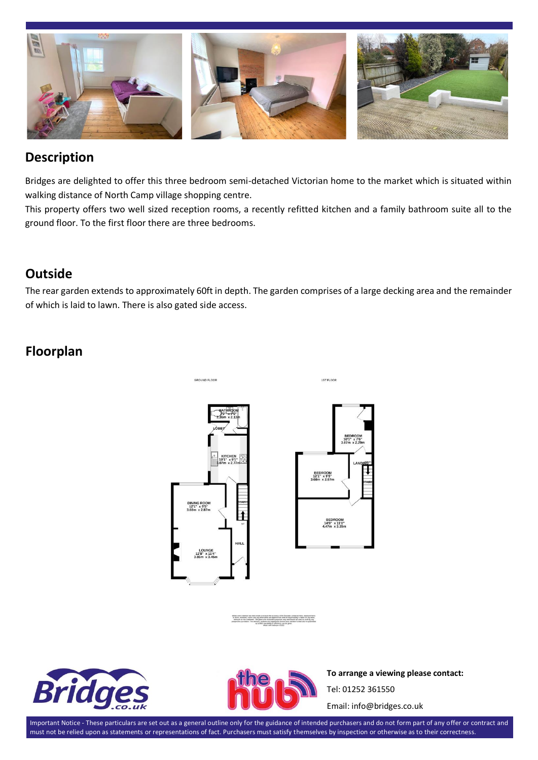## Description

Bridges are delighted to offer this three bedroom semi-detached Victorian home to the market which is situated within walking distance of North Camp village shopping centre.
This property offers two well sized reception rooms, a recently refitted kitchen and a family bathroom suite all to the ground floor. To the first floor there are three bedrooms.

## Outside

The rear garden extends to approximately 60ft in depth. The garden comprises of a large decking area and the remainder of which is laid to lawn. There is also gated side access.

## Floorplan

GROUND FLOOR

BATHROOM
7'0" x 7'0"
2.35m x 2.13m

LOBBY

KITCHEN
10'1" x 9'1"
3.07m x 2.77m

DINING ROOM
12'1" x 9'5"
3.68m x 2.87m

STAIRS

HALL

LOUNGE
12'8" x 11'4"
3.86m x 3.45m

1ST FLOOR

BEDROOM
10'1" x 7'6"
3.07m x 2.29m

LANDING

BEDROOM
12'1" x 9'5"
3.68m x 2.87m

STAIRS

BEDROOM
14'8" x 11'0"
4.47m x 3.35m

**To arrange a viewing please contact:**

Tel: 01252 361550

Email: info@bridges.co.uk

Important Notice - These particulars are set out as a general outline only for the guidance of intended purchasers and do not form part of any offer or contract and must not be relied upon as statements or representations of fact. Purchasers must satisfy themselves by inspection or otherwise as to their correctness.